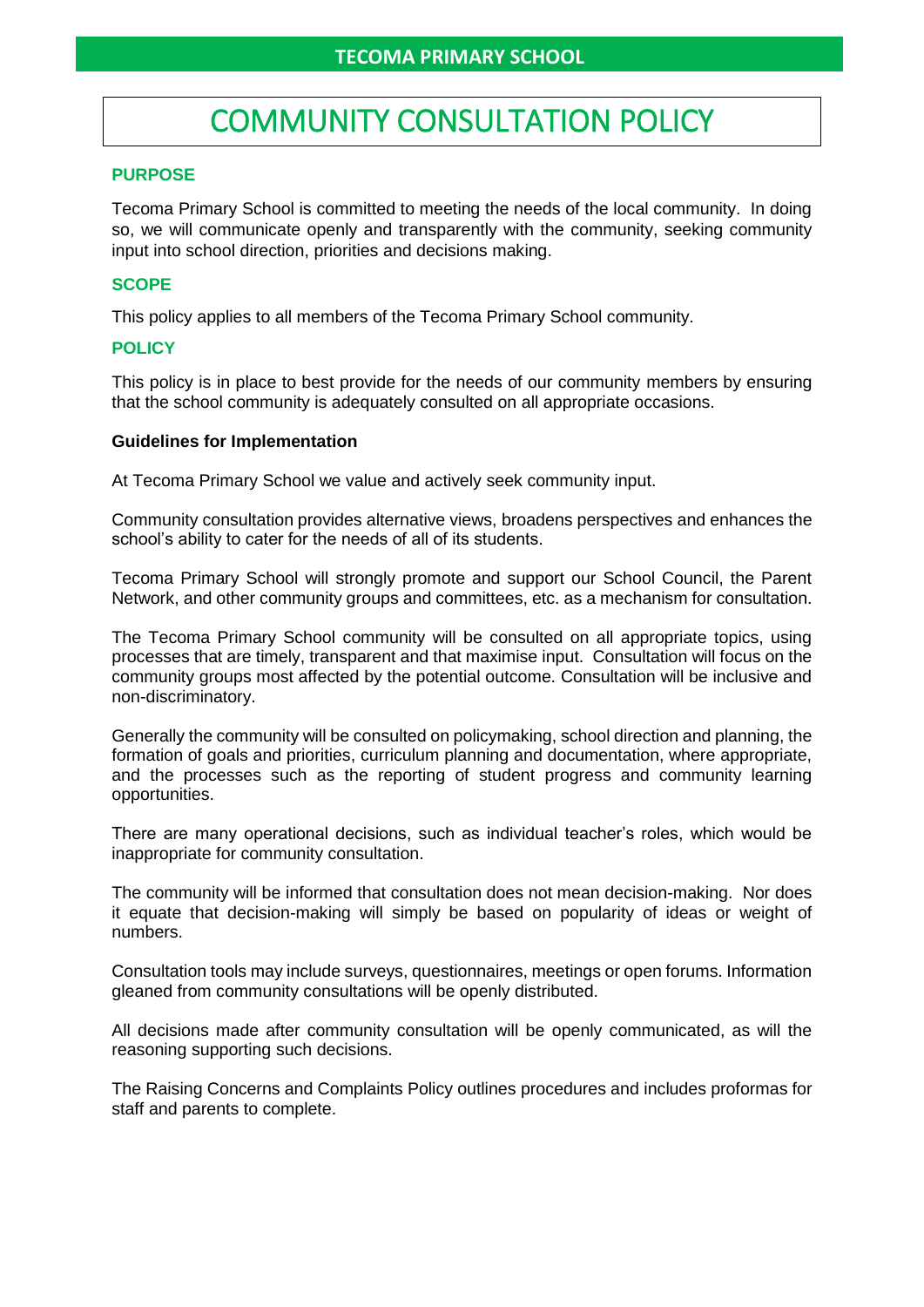**TECOMA PRIMARY SCHOOL**

# COMMUNITY CONSULTATION POLICY

## PURPOSE

Tecoma Primary School is committed to meeting the needs of the local community. In doing so, we will communicate openly and transparently with the community, seeking community input into school direction, priorities and decisions making.

## SCOPE

This policy applies to all members of the Tecoma Primary School community.

## POLICY

This policy is in place to best provide for the needs of our community members by ensuring that the school community is adequately consulted on all appropriate occasions.

### Guidelines for Implementation

At Tecoma Primary School we value and actively seek community input.

Community consultation provides alternative views, broadens perspectives and enhances the school's ability to cater for the needs of all of its students.

Tecoma Primary School will strongly promote and support our School Council, the Parent Network, and other community groups and committees, etc. as a mechanism for consultation.

The Tecoma Primary School community will be consulted on all appropriate topics, using processes that are timely, transparent and that maximise input. Consultation will focus on the community groups most affected by the potential outcome. Consultation will be inclusive and non-discriminatory.

Generally the community will be consulted on policymaking, school direction and planning, the formation of goals and priorities, curriculum planning and documentation, where appropriate, and the processes such as the reporting of student progress and community learning opportunities.

There are many operational decisions, such as individual teacher's roles, which would be inappropriate for community consultation.

The community will be informed that consultation does not mean decision-making. Nor does it equate that decision-making will simply be based on popularity of ideas or weight of numbers.

Consultation tools may include surveys, questionnaires, meetings or open forums. Information gleaned from community consultations will be openly distributed.

All decisions made after community consultation will be openly communicated, as will the reasoning supporting such decisions.

The Raising Concerns and Complaints Policy outlines procedures and includes proformas for staff and parents to complete.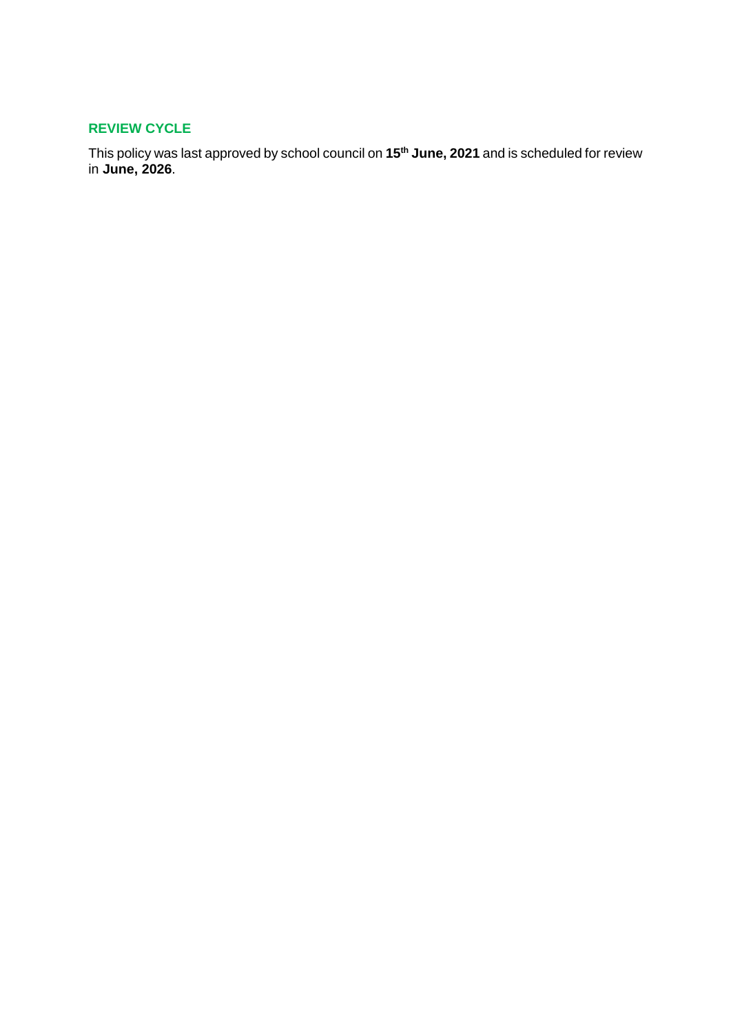## REVIEW CYCLE

This policy was last approved by school council on **15th June, 2021** and is scheduled for review in **June, 2026**.